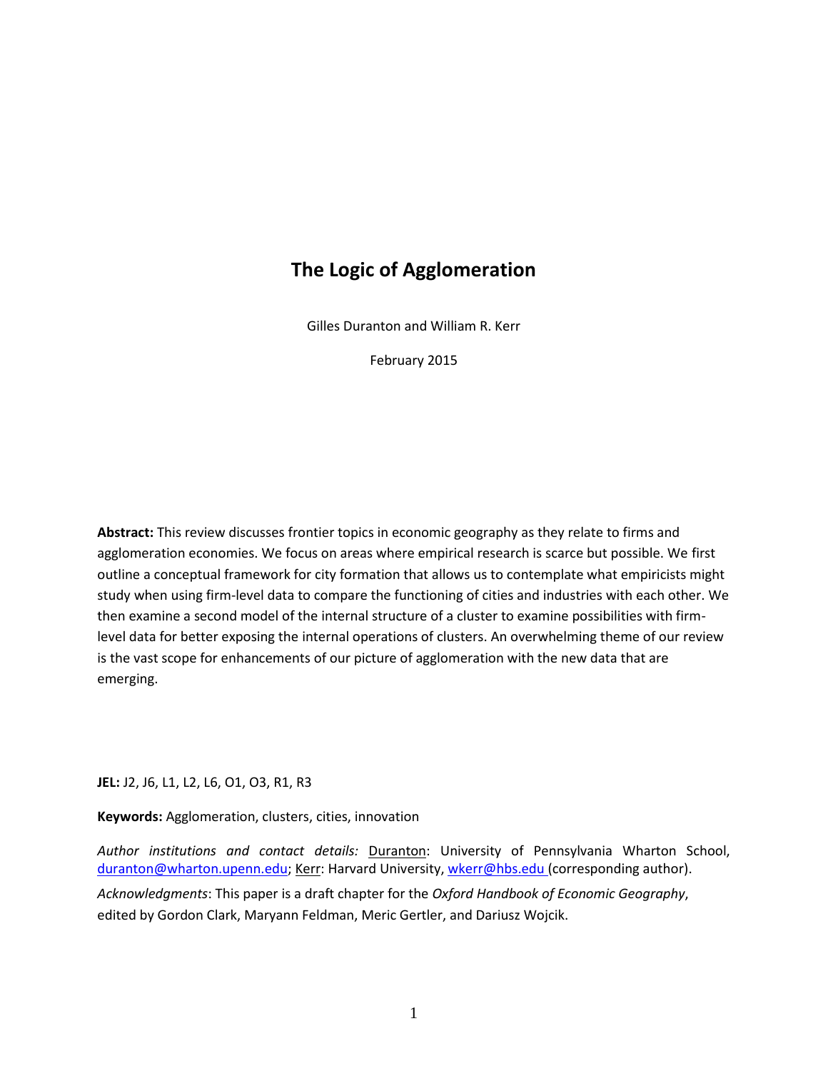# The Logic of Agglomeration

Gilles Duranton and William R. Kerr

February 2015

**Abstract:** This review discusses frontier topics in economic geography as they relate to firms and agglomeration economies. We focus on areas where empirical research is scarce but possible. We first outline a conceptual framework for city formation that allows us to contemplate what empiricists might study when using firm-level data to compare the functioning of cities and industries with each other. We then examine a second model of the internal structure of a cluster to examine possibilities with firm-level data for better exposing the internal operations of clusters. An overwhelming theme of our review is the vast scope for enhancements of our picture of agglomeration with the new data that are emerging.

**JEL:** J2, J6, L1, L2, L6, O1, O3, R1, R3

**Keywords:** Agglomeration, clusters, cities, innovation

*Author institutions and contact details:* Duranton: University of Pennsylvania Wharton School, duranton@wharton.upenn.edu; Kerr: Harvard University, wkerr@hbs.edu (corresponding author).

*Acknowledgments*: This paper is a draft chapter for the *Oxford Handbook of Economic Geography*, edited by Gordon Clark, Maryann Feldman, Meric Gertler, and Dariusz Wojcik.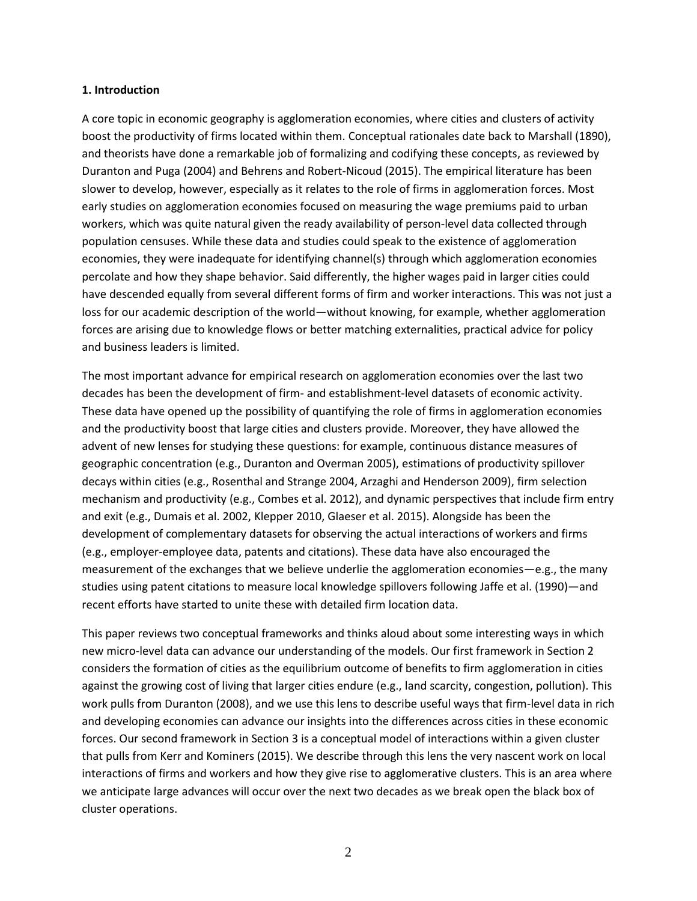**1. Introduction**

A core topic in economic geography is agglomeration economies, where cities and clusters of activity boost the productivity of firms located within them. Conceptual rationales date back to Marshall (1890), and theorists have done a remarkable job of formalizing and codifying these concepts, as reviewed by Duranton and Puga (2004) and Behrens and Robert-Nicoud (2015). The empirical literature has been slower to develop, however, especially as it relates to the role of firms in agglomeration forces. Most early studies on agglomeration economies focused on measuring the wage premiums paid to urban workers, which was quite natural given the ready availability of person-level data collected through population censuses. While these data and studies could speak to the existence of agglomeration economies, they were inadequate for identifying channel(s) through which agglomeration economies percolate and how they shape behavior. Said differently, the higher wages paid in larger cities could have descended equally from several different forms of firm and worker interactions. This was not just a loss for our academic description of the world—without knowing, for example, whether agglomeration forces are arising due to knowledge flows or better matching externalities, practical advice for policy and business leaders is limited.

The most important advance for empirical research on agglomeration economies over the last two decades has been the development of firm- and establishment-level datasets of economic activity. These data have opened up the possibility of quantifying the role of firms in agglomeration economies and the productivity boost that large cities and clusters provide. Moreover, they have allowed the advent of new lenses for studying these questions: for example, continuous distance measures of geographic concentration (e.g., Duranton and Overman 2005), estimations of productivity spillover decays within cities (e.g., Rosenthal and Strange 2004, Arzaghi and Henderson 2009), firm selection mechanism and productivity (e.g., Combes et al. 2012), and dynamic perspectives that include firm entry and exit (e.g., Dumais et al. 2002, Klepper 2010, Glaeser et al. 2015). Alongside has been the development of complementary datasets for observing the actual interactions of workers and firms (e.g., employer-employee data, patents and citations). These data have also encouraged the measurement of the exchanges that we believe underlie the agglomeration economies—e.g., the many studies using patent citations to measure local knowledge spillovers following Jaffe et al. (1990)—and recent efforts have started to unite these with detailed firm location data.

This paper reviews two conceptual frameworks and thinks aloud about some interesting ways in which new micro-level data can advance our understanding of the models. Our first framework in Section 2 considers the formation of cities as the equilibrium outcome of benefits to firm agglomeration in cities against the growing cost of living that larger cities endure (e.g., land scarcity, congestion, pollution). This work pulls from Duranton (2008), and we use this lens to describe useful ways that firm-level data in rich and developing economies can advance our insights into the differences across cities in these economic forces. Our second framework in Section 3 is a conceptual model of interactions within a given cluster that pulls from Kerr and Kominers (2015). We describe through this lens the very nascent work on local interactions of firms and workers and how they give rise to agglomerative clusters. This is an area where we anticipate large advances will occur over the next two decades as we break open the black box of cluster operations.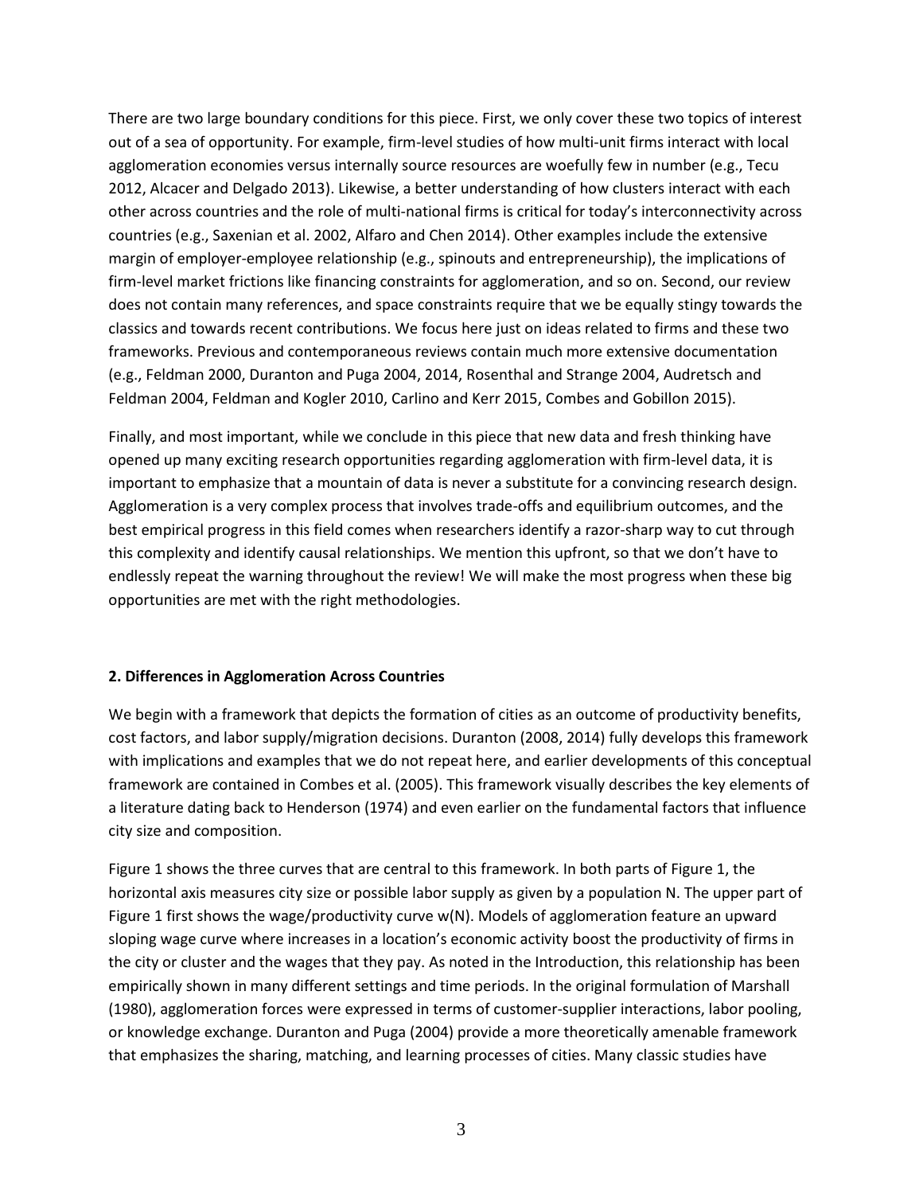There are two large boundary conditions for this piece. First, we only cover these two topics of interest out of a sea of opportunity. For example, firm-level studies of how multi-unit firms interact with local agglomeration economies versus internally source resources are woefully few in number (e.g., Tecu 2012, Alcacer and Delgado 2013). Likewise, a better understanding of how clusters interact with each other across countries and the role of multi-national firms is critical for today's interconnectivity across countries (e.g., Saxenian et al. 2002, Alfaro and Chen 2014). Other examples include the extensive margin of employer-employee relationship (e.g., spinouts and entrepreneurship), the implications of firm-level market frictions like financing constraints for agglomeration, and so on. Second, our review does not contain many references, and space constraints require that we be equally stingy towards the classics and towards recent contributions. We focus here just on ideas related to firms and these two frameworks. Previous and contemporaneous reviews contain much more extensive documentation (e.g., Feldman 2000, Duranton and Puga 2004, 2014, Rosenthal and Strange 2004, Audretsch and Feldman 2004, Feldman and Kogler 2010, Carlino and Kerr 2015, Combes and Gobillon 2015).

Finally, and most important, while we conclude in this piece that new data and fresh thinking have opened up many exciting research opportunities regarding agglomeration with firm-level data, it is important to emphasize that a mountain of data is never a substitute for a convincing research design. Agglomeration is a very complex process that involves trade-offs and equilibrium outcomes, and the best empirical progress in this field comes when researchers identify a razor-sharp way to cut through this complexity and identify causal relationships. We mention this upfront, so that we don't have to endlessly repeat the warning throughout the review! We will make the most progress when these big opportunities are met with the right methodologies.

## 2. Differences in Agglomeration Across Countries

We begin with a framework that depicts the formation of cities as an outcome of productivity benefits, cost factors, and labor supply/migration decisions. Duranton (2008, 2014) fully develops this framework with implications and examples that we do not repeat here, and earlier developments of this conceptual framework are contained in Combes et al. (2005). This framework visually describes the key elements of a literature dating back to Henderson (1974) and even earlier on the fundamental factors that influence city size and composition.

Figure 1 shows the three curves that are central to this framework. In both parts of Figure 1, the horizontal axis measures city size or possible labor supply as given by a population N. The upper part of Figure 1 first shows the wage/productivity curve w(N). Models of agglomeration feature an upward sloping wage curve where increases in a location's economic activity boost the productivity of firms in the city or cluster and the wages that they pay. As noted in the Introduction, this relationship has been empirically shown in many different settings and time periods. In the original formulation of Marshall (1980), agglomeration forces were expressed in terms of customer-supplier interactions, labor pooling, or knowledge exchange. Duranton and Puga (2004) provide a more theoretically amenable framework that emphasizes the sharing, matching, and learning processes of cities. Many classic studies have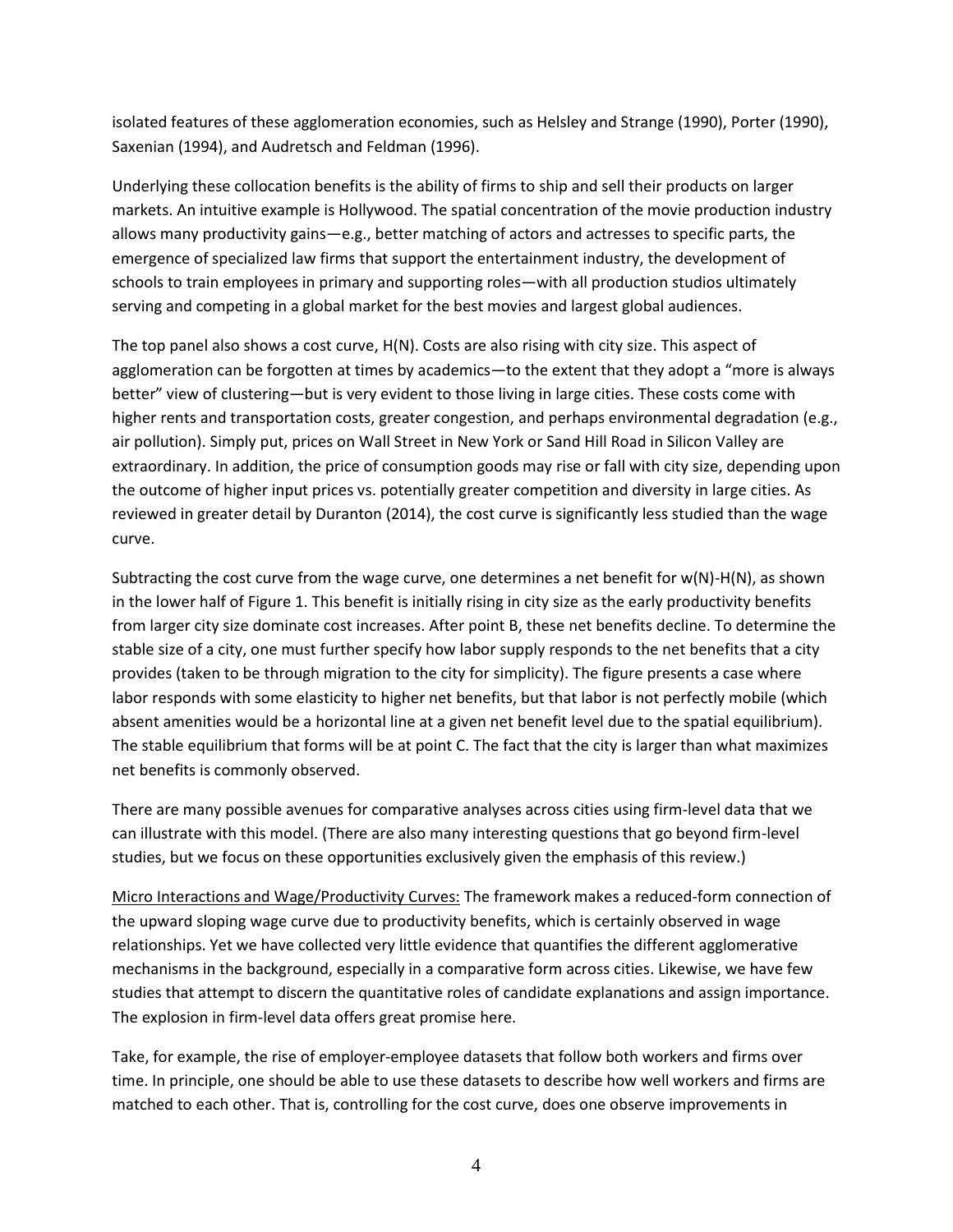isolated features of these agglomeration economies, such as Helsley and Strange (1990), Porter (1990), Saxenian (1994), and Audretsch and Feldman (1996).

Underlying these collocation benefits is the ability of firms to ship and sell their products on larger markets. An intuitive example is Hollywood. The spatial concentration of the movie production industry allows many productivity gains—e.g., better matching of actors and actresses to specific parts, the emergence of specialized law firms that support the entertainment industry, the development of schools to train employees in primary and supporting roles—with all production studios ultimately serving and competing in a global market for the best movies and largest global audiences.

The top panel also shows a cost curve, $H(N)$. Costs are also rising with city size. This aspect of agglomeration can be forgotten at times by academics—to the extent that they adopt a "more is always better" view of clustering—but is very evident to those living in large cities. These costs come with higher rents and transportation costs, greater congestion, and perhaps environmental degradation (e.g., air pollution). Simply put, prices on Wall Street in New York or Sand Hill Road in Silicon Valley are extraordinary. In addition, the price of consumption goods may rise or fall with city size, depending upon the outcome of higher input prices vs. potentially greater competition and diversity in large cities. As reviewed in greater detail by Duranton (2014), the cost curve is significantly less studied than the wage curve.

Subtracting the cost curve from the wage curve, one determines a net benefit for $w(N)-H(N)$, as shown in the lower half of Figure 1. This benefit is initially rising in city size as the early productivity benefits from larger city size dominate cost increases. After point B, these net benefits decline. To determine the stable size of a city, one must further specify how labor supply responds to the net benefits that a city provides (taken to be through migration to the city for simplicity). The figure presents a case where labor responds with some elasticity to higher net benefits, but that labor is not perfectly mobile (which absent amenities would be a horizontal line at a given net benefit level due to the spatial equilibrium). The stable equilibrium that forms will be at point C. The fact that the city is larger than what maximizes net benefits is commonly observed.

There are many possible avenues for comparative analyses across cities using firm-level data that we can illustrate with this model. (There are also many interesting questions that go beyond firm-level studies, but we focus on these opportunities exclusively given the emphasis of this review.)

<u>Micro Interactions and Wage/Productivity Curves:</u> The framework makes a reduced-form connection of the upward sloping wage curve due to productivity benefits, which is certainly observed in wage relationships. Yet we have collected very little evidence that quantifies the different agglomerative mechanisms in the background, especially in a comparative form across cities. Likewise, we have few studies that attempt to discern the quantitative roles of candidate explanations and assign importance. The explosion in firm-level data offers great promise here.

Take, for example, the rise of employer-employee datasets that follow both workers and firms over time. In principle, one should be able to use these datasets to describe how well workers and firms are matched to each other. That is, controlling for the cost curve, does one observe improvements in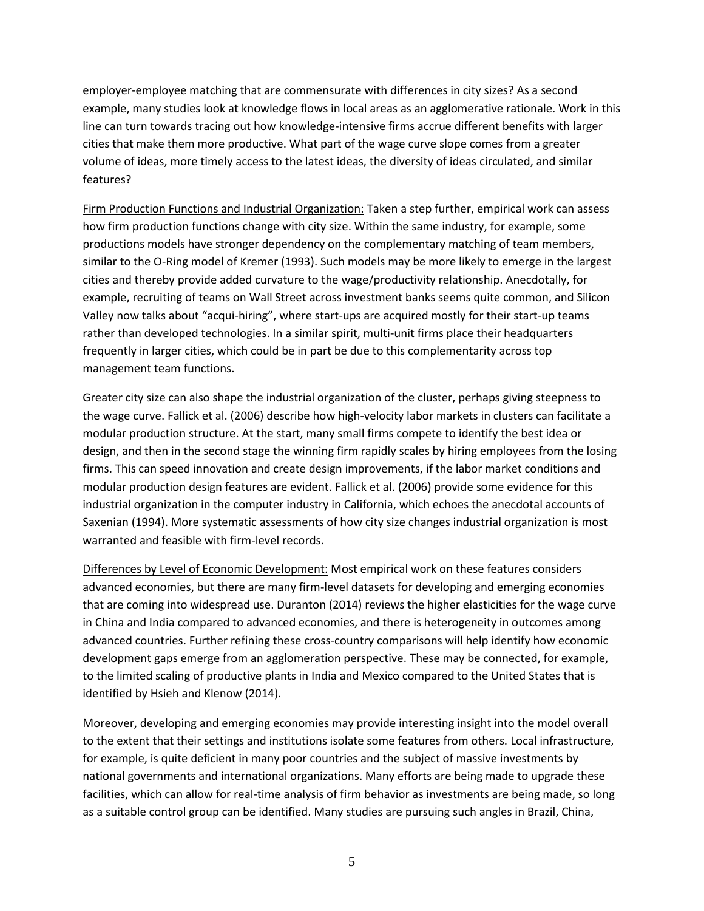employer-employee matching that are commensurate with differences in city sizes? As a second example, many studies look at knowledge flows in local areas as an agglomerative rationale. Work in this line can turn towards tracing out how knowledge-intensive firms accrue different benefits with larger cities that make them more productive. What part of the wage curve slope comes from a greater volume of ideas, more timely access to the latest ideas, the diversity of ideas circulated, and similar features?

Firm Production Functions and Industrial Organization: Taken a step further, empirical work can assess how firm production functions change with city size. Within the same industry, for example, some productions models have stronger dependency on the complementary matching of team members, similar to the O-Ring model of Kremer (1993). Such models may be more likely to emerge in the largest cities and thereby provide added curvature to the wage/productivity relationship. Anecdotally, for example, recruiting of teams on Wall Street across investment banks seems quite common, and Silicon Valley now talks about "acqui-hiring", where start-ups are acquired mostly for their start-up teams rather than developed technologies. In a similar spirit, multi-unit firms place their headquarters frequently in larger cities, which could be in part be due to this complementarity across top management team functions.

Greater city size can also shape the industrial organization of the cluster, perhaps giving steepness to the wage curve. Fallick et al. (2006) describe how high-velocity labor markets in clusters can facilitate a modular production structure. At the start, many small firms compete to identify the best idea or design, and then in the second stage the winning firm rapidly scales by hiring employees from the losing firms. This can speed innovation and create design improvements, if the labor market conditions and modular production design features are evident. Fallick et al. (2006) provide some evidence for this industrial organization in the computer industry in California, which echoes the anecdotal accounts of Saxenian (1994). More systematic assessments of how city size changes industrial organization is most warranted and feasible with firm-level records.

Differences by Level of Economic Development: Most empirical work on these features considers advanced economies, but there are many firm-level datasets for developing and emerging economies that are coming into widespread use. Duranton (2014) reviews the higher elasticities for the wage curve in China and India compared to advanced economies, and there is heterogeneity in outcomes among advanced countries. Further refining these cross-country comparisons will help identify how economic development gaps emerge from an agglomeration perspective. These may be connected, for example, to the limited scaling of productive plants in India and Mexico compared to the United States that is identified by Hsieh and Klenow (2014).

Moreover, developing and emerging economies may provide interesting insight into the model overall to the extent that their settings and institutions isolate some features from others. Local infrastructure, for example, is quite deficient in many poor countries and the subject of massive investments by national governments and international organizations. Many efforts are being made to upgrade these facilities, which can allow for real-time analysis of firm behavior as investments are being made, so long as a suitable control group can be identified. Many studies are pursuing such angles in Brazil, China,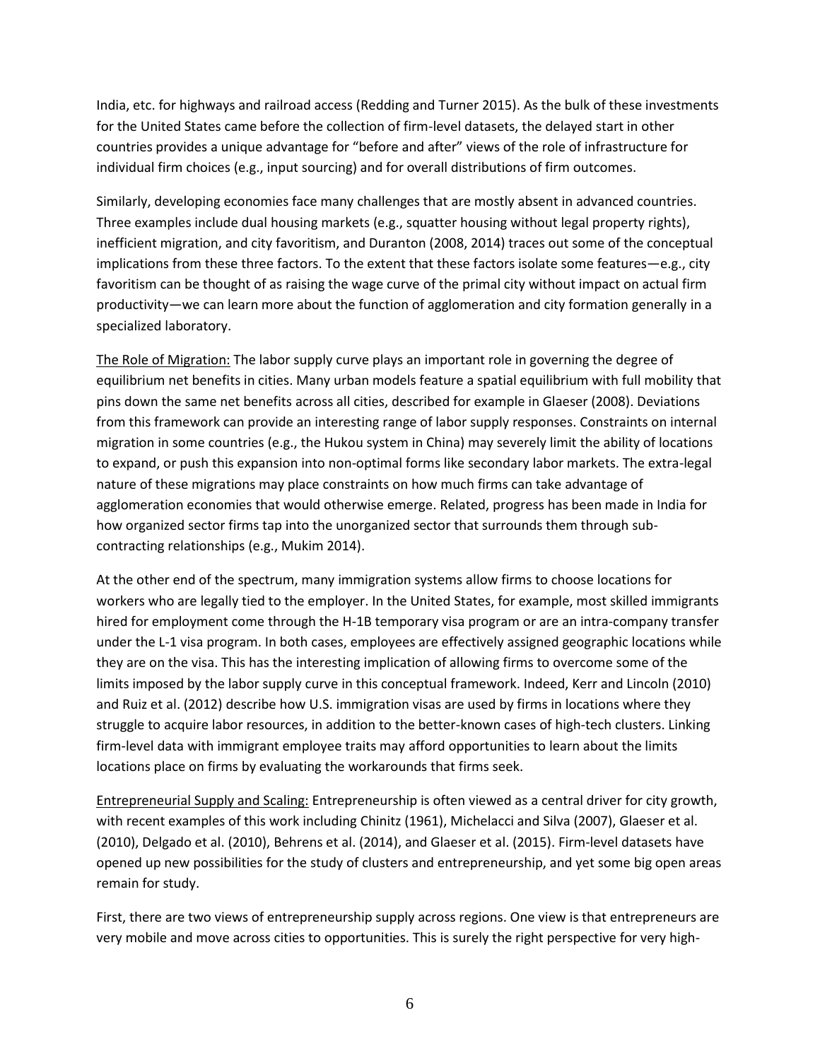India, etc. for highways and railroad access (Redding and Turner 2015). As the bulk of these investments for the United States came before the collection of firm-level datasets, the delayed start in other countries provides a unique advantage for "before and after" views of the role of infrastructure for individual firm choices (e.g., input sourcing) and for overall distributions of firm outcomes.

Similarly, developing economies face many challenges that are mostly absent in advanced countries. Three examples include dual housing markets (e.g., squatter housing without legal property rights), inefficient migration, and city favoritism, and Duranton (2008, 2014) traces out some of the conceptual implications from these three factors. To the extent that these factors isolate some features—e.g., city favoritism can be thought of as raising the wage curve of the primal city without impact on actual firm productivity—we can learn more about the function of agglomeration and city formation generally in a specialized laboratory.

<u>The Role of Migration:</u> The labor supply curve plays an important role in governing the degree of equilibrium net benefits in cities. Many urban models feature a spatial equilibrium with full mobility that pins down the same net benefits across all cities, described for example in Glaeser (2008). Deviations from this framework can provide an interesting range of labor supply responses. Constraints on internal migration in some countries (e.g., the Hukou system in China) may severely limit the ability of locations to expand, or push this expansion into non-optimal forms like secondary labor markets. The extra-legal nature of these migrations may place constraints on how much firms can take advantage of agglomeration economies that would otherwise emerge. Related, progress has been made in India for how organized sector firms tap into the unorganized sector that surrounds them through sub-contracting relationships (e.g., Mukim 2014).

At the other end of the spectrum, many immigration systems allow firms to choose locations for workers who are legally tied to the employer. In the United States, for example, most skilled immigrants hired for employment come through the H-1B temporary visa program or are an intra-company transfer under the L-1 visa program. In both cases, employees are effectively assigned geographic locations while they are on the visa. This has the interesting implication of allowing firms to overcome some of the limits imposed by the labor supply curve in this conceptual framework. Indeed, Kerr and Lincoln (2010) and Ruiz et al. (2012) describe how U.S. immigration visas are used by firms in locations where they struggle to acquire labor resources, in addition to the better-known cases of high-tech clusters. Linking firm-level data with immigrant employee traits may afford opportunities to learn about the limits locations place on firms by evaluating the workarounds that firms seek.

<u>Entrepreneurial Supply and Scaling:</u> Entrepreneurship is often viewed as a central driver for city growth, with recent examples of this work including Chinitz (1961), Michelacci and Silva (2007), Glaeser et al. (2010), Delgado et al. (2010), Behrens et al. (2014), and Glaeser et al. (2015). Firm-level datasets have opened up new possibilities for the study of clusters and entrepreneurship, and yet some big open areas remain for study.

First, there are two views of entrepreneurship supply across regions. One view is that entrepreneurs are very mobile and move across cities to opportunities. This is surely the right perspective for very high-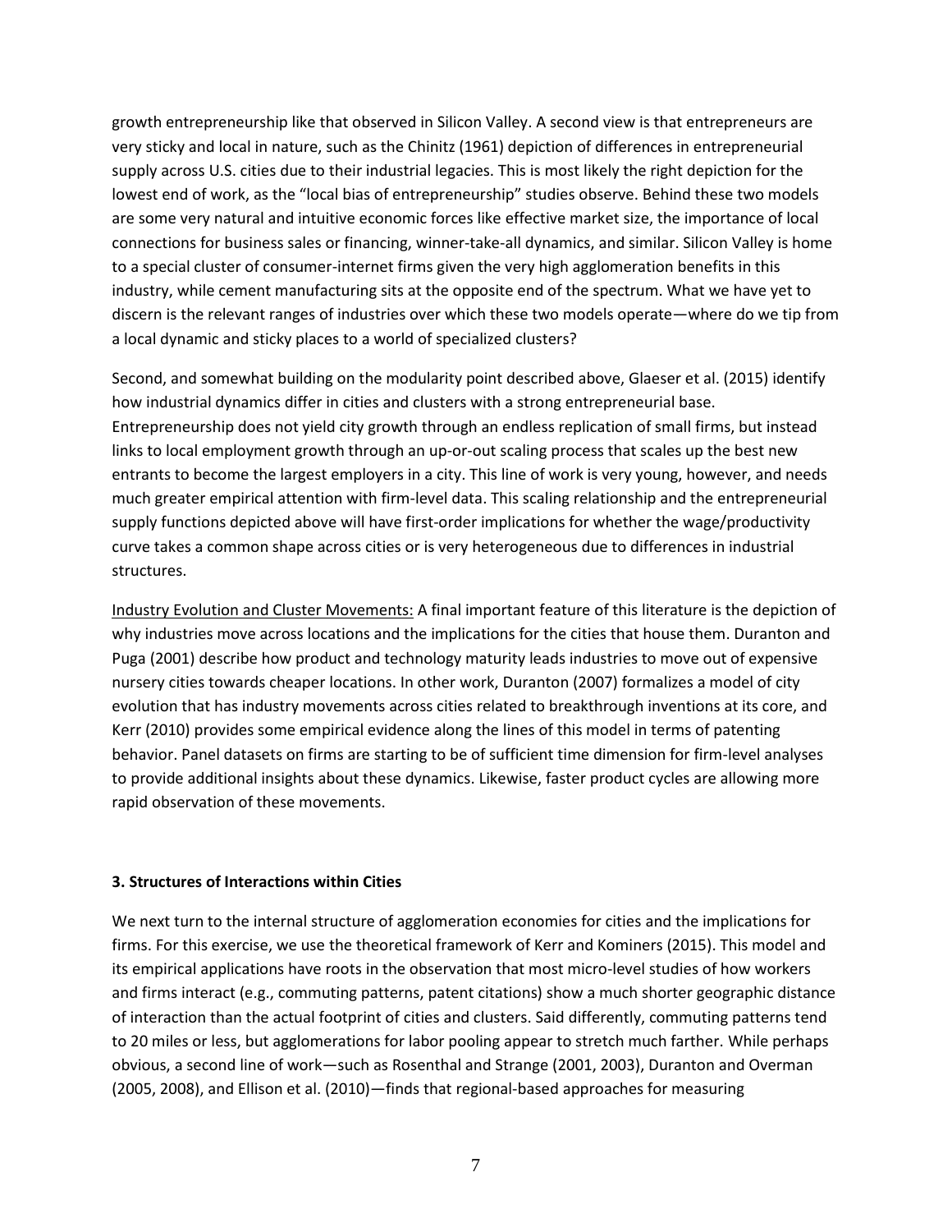growth entrepreneurship like that observed in Silicon Valley. A second view is that entrepreneurs are very sticky and local in nature, such as the Chinitz (1961) depiction of differences in entrepreneurial supply across U.S. cities due to their industrial legacies. This is most likely the right depiction for the lowest end of work, as the "local bias of entrepreneurship" studies observe. Behind these two models are some very natural and intuitive economic forces like effective market size, the importance of local connections for business sales or financing, winner-take-all dynamics, and similar. Silicon Valley is home to a special cluster of consumer-internet firms given the very high agglomeration benefits in this industry, while cement manufacturing sits at the opposite end of the spectrum. What we have yet to discern is the relevant ranges of industries over which these two models operate—where do we tip from a local dynamic and sticky places to a world of specialized clusters?

Second, and somewhat building on the modularity point described above, Glaeser et al. (2015) identify how industrial dynamics differ in cities and clusters with a strong entrepreneurial base. Entrepreneurship does not yield city growth through an endless replication of small firms, but instead links to local employment growth through an up-or-out scaling process that scales up the best new entrants to become the largest employers in a city. This line of work is very young, however, and needs much greater empirical attention with firm-level data. This scaling relationship and the entrepreneurial supply functions depicted above will have first-order implications for whether the wage/productivity curve takes a common shape across cities or is very heterogeneous due to differences in industrial structures.

Industry Evolution and Cluster Movements: A final important feature of this literature is the depiction of why industries move across locations and the implications for the cities that house them. Duranton and Puga (2001) describe how product and technology maturity leads industries to move out of expensive nursery cities towards cheaper locations. In other work, Duranton (2007) formalizes a model of city evolution that has industry movements across cities related to breakthrough inventions at its core, and Kerr (2010) provides some empirical evidence along the lines of this model in terms of patenting behavior. Panel datasets on firms are starting to be of sufficient time dimension for firm-level analyses to provide additional insights about these dynamics. Likewise, faster product cycles are allowing more rapid observation of these movements.

### 3. Structures of Interactions within Cities

We next turn to the internal structure of agglomeration economies for cities and the implications for firms. For this exercise, we use the theoretical framework of Kerr and Kominers (2015). This model and its empirical applications have roots in the observation that most micro-level studies of how workers and firms interact (e.g., commuting patterns, patent citations) show a much shorter geographic distance of interaction than the actual footprint of cities and clusters. Said differently, commuting patterns tend to 20 miles or less, but agglomerations for labor pooling appear to stretch much farther. While perhaps obvious, a second line of work—such as Rosenthal and Strange (2001, 2003), Duranton and Overman (2005, 2008), and Ellison et al. (2010)—finds that regional-based approaches for measuring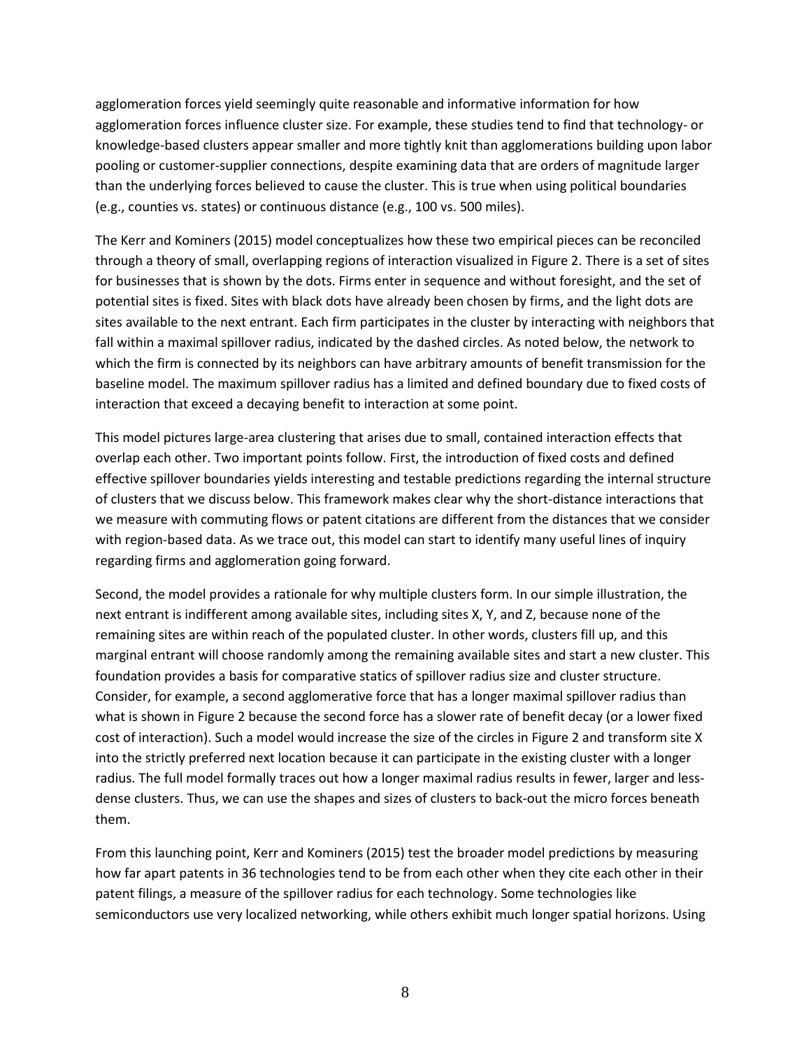agglomeration forces yield seemingly quite reasonable and informative information for how agglomeration forces influence cluster size. For example, these studies tend to find that technology- or knowledge-based clusters appear smaller and more tightly knit than agglomerations building upon labor pooling or customer-supplier connections, despite examining data that are orders of magnitude larger than the underlying forces believed to cause the cluster. This is true when using political boundaries (e.g., counties vs. states) or continuous distance (e.g., 100 vs. 500 miles).

The Kerr and Kominers (2015) model conceptualizes how these two empirical pieces can be reconciled through a theory of small, overlapping regions of interaction visualized in Figure 2. There is a set of sites for businesses that is shown by the dots. Firms enter in sequence and without foresight, and the set of potential sites is fixed. Sites with black dots have already been chosen by firms, and the light dots are sites available to the next entrant. Each firm participates in the cluster by interacting with neighbors that fall within a maximal spillover radius, indicated by the dashed circles. As noted below, the network to which the firm is connected by its neighbors can have arbitrary amounts of benefit transmission for the baseline model. The maximum spillover radius has a limited and defined boundary due to fixed costs of interaction that exceed a decaying benefit to interaction at some point.

This model pictures large-area clustering that arises due to small, contained interaction effects that overlap each other. Two important points follow. First, the introduction of fixed costs and defined effective spillover boundaries yields interesting and testable predictions regarding the internal structure of clusters that we discuss below. This framework makes clear why the short-distance interactions that we measure with commuting flows or patent citations are different from the distances that we consider with region-based data. As we trace out, this model can start to identify many useful lines of inquiry regarding firms and agglomeration going forward.

Second, the model provides a rationale for why multiple clusters form. In our simple illustration, the next entrant is indifferent among available sites, including sites X, Y, and Z, because none of the remaining sites are within reach of the populated cluster. In other words, clusters fill up, and this marginal entrant will choose randomly among the remaining available sites and start a new cluster. This foundation provides a basis for comparative statics of spillover radius size and cluster structure. Consider, for example, a second agglomerative force that has a longer maximal spillover radius than what is shown in Figure 2 because the second force has a slower rate of benefit decay (or a lower fixed cost of interaction). Such a model would increase the size of the circles in Figure 2 and transform site X into the strictly preferred next location because it can participate in the existing cluster with a longer radius. The full model formally traces out how a longer maximal radius results in fewer, larger and less-dense clusters. Thus, we can use the shapes and sizes of clusters to back-out the micro forces beneath them.

From this launching point, Kerr and Kominers (2015) test the broader model predictions by measuring how far apart patents in 36 technologies tend to be from each other when they cite each other in their patent filings, a measure of the spillover radius for each technology. Some technologies like semiconductors use very localized networking, while others exhibit much longer spatial horizons. Using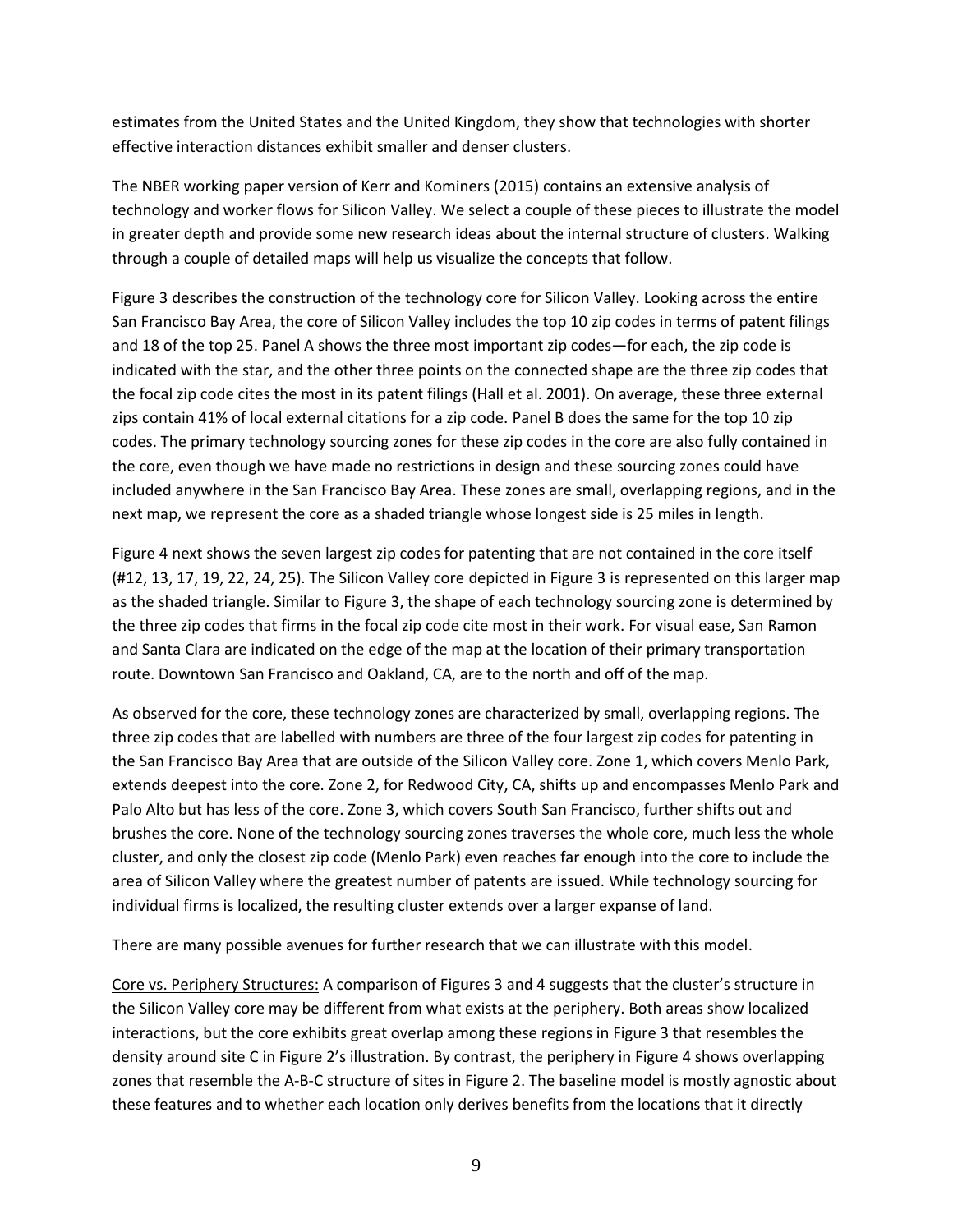estimates from the United States and the United Kingdom, they show that technologies with shorter effective interaction distances exhibit smaller and denser clusters.

The NBER working paper version of Kerr and Kominers (2015) contains an extensive analysis of technology and worker flows for Silicon Valley. We select a couple of these pieces to illustrate the model in greater depth and provide some new research ideas about the internal structure of clusters. Walking through a couple of detailed maps will help us visualize the concepts that follow.

Figure 3 describes the construction of the technology core for Silicon Valley. Looking across the entire San Francisco Bay Area, the core of Silicon Valley includes the top 10 zip codes in terms of patent filings and 18 of the top 25. Panel A shows the three most important zip codes—for each, the zip code is indicated with the star, and the other three points on the connected shape are the three zip codes that the focal zip code cites the most in its patent filings (Hall et al. 2001). On average, these three external zips contain 41% of local external citations for a zip code. Panel B does the same for the top 10 zip codes. The primary technology sourcing zones for these zip codes in the core are also fully contained in the core, even though we have made no restrictions in design and these sourcing zones could have included anywhere in the San Francisco Bay Area. These zones are small, overlapping regions, and in the next map, we represent the core as a shaded triangle whose longest side is 25 miles in length.

Figure 4 next shows the seven largest zip codes for patenting that are not contained in the core itself (#12, 13, 17, 19, 22, 24, 25). The Silicon Valley core depicted in Figure 3 is represented on this larger map as the shaded triangle. Similar to Figure 3, the shape of each technology sourcing zone is determined by the three zip codes that firms in the focal zip code cite most in their work. For visual ease, San Ramon and Santa Clara are indicated on the edge of the map at the location of their primary transportation route. Downtown San Francisco and Oakland, CA, are to the north and off of the map.

As observed for the core, these technology zones are characterized by small, overlapping regions. The three zip codes that are labelled with numbers are three of the four largest zip codes for patenting in the San Francisco Bay Area that are outside of the Silicon Valley core. Zone 1, which covers Menlo Park, extends deepest into the core. Zone 2, for Redwood City, CA, shifts up and encompasses Menlo Park and Palo Alto but has less of the core. Zone 3, which covers South San Francisco, further shifts out and brushes the core. None of the technology sourcing zones traverses the whole core, much less the whole cluster, and only the closest zip code (Menlo Park) even reaches far enough into the core to include the area of Silicon Valley where the greatest number of patents are issued. While technology sourcing for individual firms is localized, the resulting cluster extends over a larger expanse of land.

There are many possible avenues for further research that we can illustrate with this model.

<u>Core vs. Periphery Structures:</u> A comparison of Figures 3 and 4 suggests that the cluster's structure in the Silicon Valley core may be different from what exists at the periphery. Both areas show localized interactions, but the core exhibits great overlap among these regions in Figure 3 that resembles the density around site C in Figure 2's illustration. By contrast, the periphery in Figure 4 shows overlapping zones that resemble the A-B-C structure of sites in Figure 2. The baseline model is mostly agnostic about these features and to whether each location only derives benefits from the locations that it directly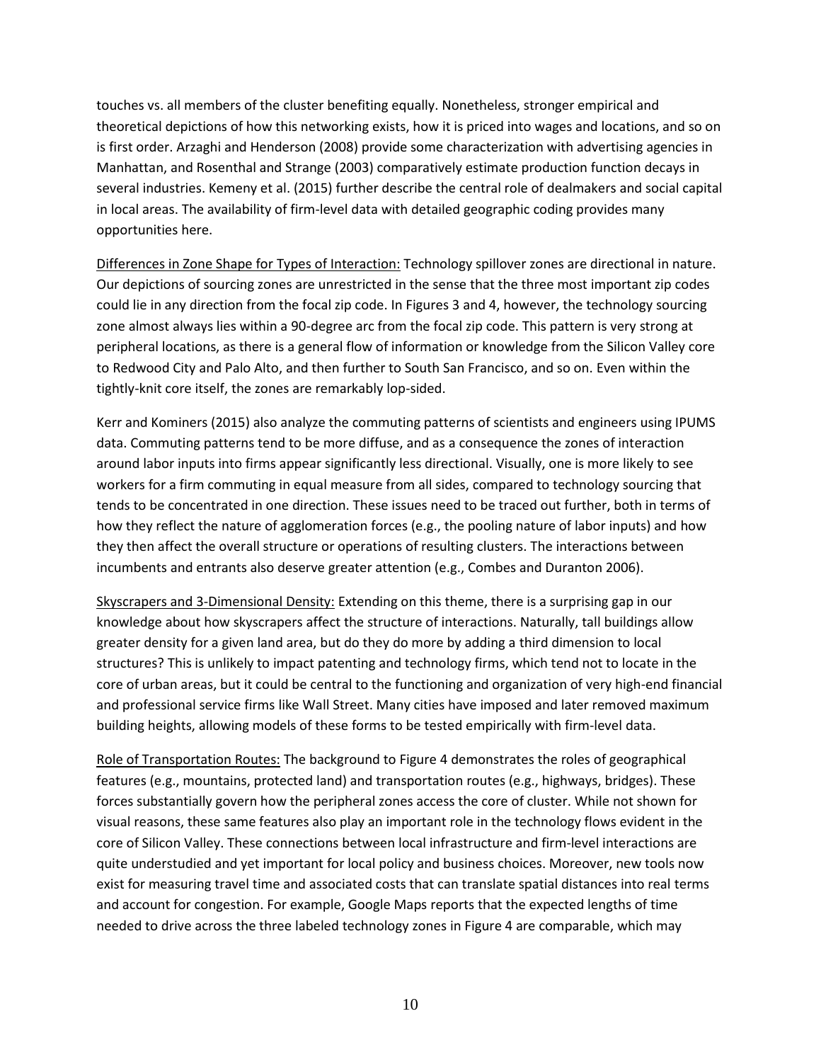touches vs. all members of the cluster benefiting equally. Nonetheless, stronger empirical and theoretical depictions of how this networking exists, how it is priced into wages and locations, and so on is first order. Arzaghi and Henderson (2008) provide some characterization with advertising agencies in Manhattan, and Rosenthal and Strange (2003) comparatively estimate production function decays in several industries. Kemeny et al. (2015) further describe the central role of dealmakers and social capital in local areas. The availability of firm-level data with detailed geographic coding provides many opportunities here.

<u>Differences in Zone Shape for Types of Interaction:</u> Technology spillover zones are directional in nature. Our depictions of sourcing zones are unrestricted in the sense that the three most important zip codes could lie in any direction from the focal zip code. In Figures 3 and 4, however, the technology sourcing zone almost always lies within a 90-degree arc from the focal zip code. This pattern is very strong at peripheral locations, as there is a general flow of information or knowledge from the Silicon Valley core to Redwood City and Palo Alto, and then further to South San Francisco, and so on. Even within the tightly-knit core itself, the zones are remarkably lop-sided.

Kerr and Kominers (2015) also analyze the commuting patterns of scientists and engineers using IPUMS data. Commuting patterns tend to be more diffuse, and as a consequence the zones of interaction around labor inputs into firms appear significantly less directional. Visually, one is more likely to see workers for a firm commuting in equal measure from all sides, compared to technology sourcing that tends to be concentrated in one direction. These issues need to be traced out further, both in terms of how they reflect the nature of agglomeration forces (e.g., the pooling nature of labor inputs) and how they then affect the overall structure or operations of resulting clusters. The interactions between incumbents and entrants also deserve greater attention (e.g., Combes and Duranton 2006).

<u>Skyscrapers and 3-Dimensional Density:</u> Extending on this theme, there is a surprising gap in our knowledge about how skyscrapers affect the structure of interactions. Naturally, tall buildings allow greater density for a given land area, but do they do more by adding a third dimension to local structures? This is unlikely to impact patenting and technology firms, which tend not to locate in the core of urban areas, but it could be central to the functioning and organization of very high-end financial and professional service firms like Wall Street. Many cities have imposed and later removed maximum building heights, allowing models of these forms to be tested empirically with firm-level data.

<u>Role of Transportation Routes:</u> The background to Figure 4 demonstrates the roles of geographical features (e.g., mountains, protected land) and transportation routes (e.g., highways, bridges). These forces substantially govern how the peripheral zones access the core of cluster. While not shown for visual reasons, these same features also play an important role in the technology flows evident in the core of Silicon Valley. These connections between local infrastructure and firm-level interactions are quite understudied and yet important for local policy and business choices. Moreover, new tools now exist for measuring travel time and associated costs that can translate spatial distances into real terms and account for congestion. For example, Google Maps reports that the expected lengths of time needed to drive across the three labeled technology zones in Figure 4 are comparable, which may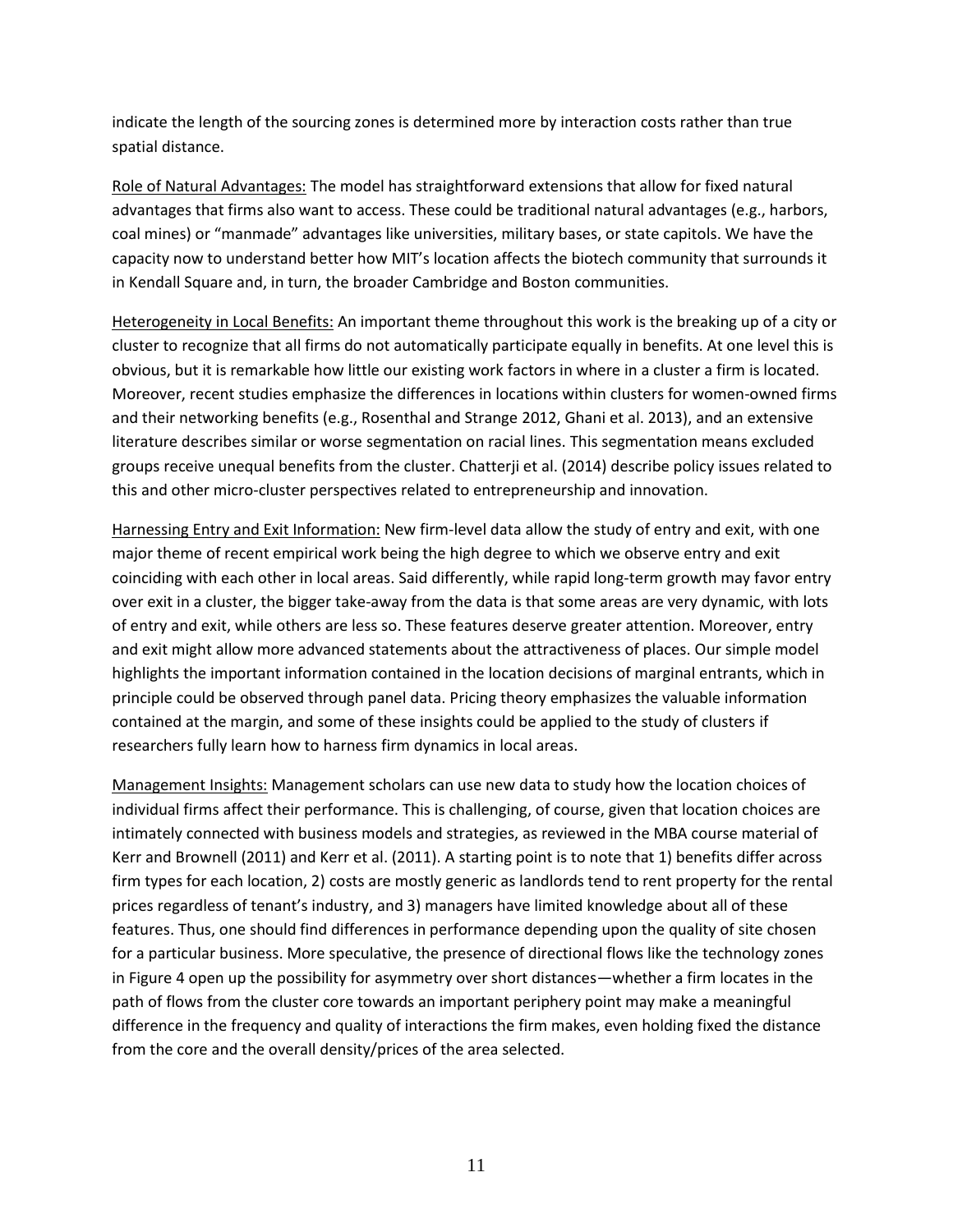indicate the length of the sourcing zones is determined more by interaction costs rather than true spatial distance.

<u>Role of Natural Advantages:</u> The model has straightforward extensions that allow for fixed natural advantages that firms also want to access. These could be traditional natural advantages (e.g., harbors, coal mines) or "manmade" advantages like universities, military bases, or state capitols. We have the capacity now to understand better how MIT's location affects the biotech community that surrounds it in Kendall Square and, in turn, the broader Cambridge and Boston communities.

<u>Heterogeneity in Local Benefits:</u> An important theme throughout this work is the breaking up of a city or cluster to recognize that all firms do not automatically participate equally in benefits. At one level this is obvious, but it is remarkable how little our existing work factors in where in a cluster a firm is located. Moreover, recent studies emphasize the differences in locations within clusters for women-owned firms and their networking benefits (e.g., Rosenthal and Strange 2012, Ghani et al. 2013), and an extensive literature describes similar or worse segmentation on racial lines. This segmentation means excluded groups receive unequal benefits from the cluster. Chatterji et al. (2014) describe policy issues related to this and other micro-cluster perspectives related to entrepreneurship and innovation.

<u>Harnessing Entry and Exit Information:</u> New firm-level data allow the study of entry and exit, with one major theme of recent empirical work being the high degree to which we observe entry and exit coinciding with each other in local areas. Said differently, while rapid long-term growth may favor entry over exit in a cluster, the bigger take-away from the data is that some areas are very dynamic, with lots of entry and exit, while others are less so. These features deserve greater attention. Moreover, entry and exit might allow more advanced statements about the attractiveness of places. Our simple model highlights the important information contained in the location decisions of marginal entrants, which in principle could be observed through panel data. Pricing theory emphasizes the valuable information contained at the margin, and some of these insights could be applied to the study of clusters if researchers fully learn how to harness firm dynamics in local areas.

<u>Management Insights:</u> Management scholars can use new data to study how the location choices of individual firms affect their performance. This is challenging, of course, given that location choices are intimately connected with business models and strategies, as reviewed in the MBA course material of Kerr and Brownell (2011) and Kerr et al. (2011). A starting point is to note that 1) benefits differ across firm types for each location, 2) costs are mostly generic as landlords tend to rent property for the rental prices regardless of tenant's industry, and 3) managers have limited knowledge about all of these features. Thus, one should find differences in performance depending upon the quality of site chosen for a particular business. More speculative, the presence of directional flows like the technology zones in Figure 4 open up the possibility for asymmetry over short distances—whether a firm locates in the path of flows from the cluster core towards an important periphery point may make a meaningful difference in the frequency and quality of interactions the firm makes, even holding fixed the distance from the core and the overall density/prices of the area selected.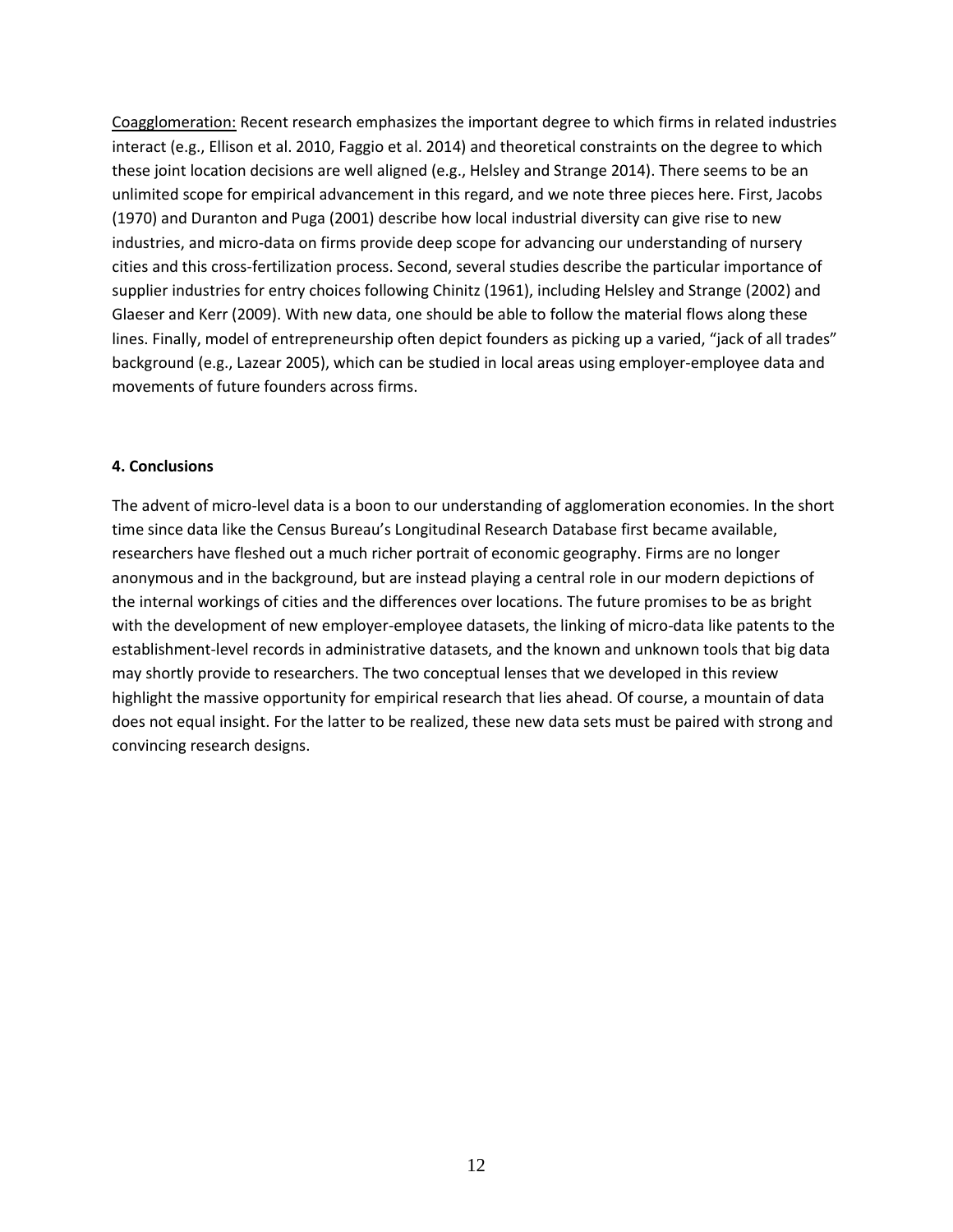<u>Coagglomeration:</u> Recent research emphasizes the important degree to which firms in related industries interact (e.g., Ellison et al. 2010, Faggio et al. 2014) and theoretical constraints on the degree to which these joint location decisions are well aligned (e.g., Helsley and Strange 2014). There seems to be an unlimited scope for empirical advancement in this regard, and we note three pieces here. First, Jacobs (1970) and Duranton and Puga (2001) describe how local industrial diversity can give rise to new industries, and micro-data on firms provide deep scope for advancing our understanding of nursery cities and this cross-fertilization process. Second, several studies describe the particular importance of supplier industries for entry choices following Chinitz (1961), including Helsley and Strange (2002) and Glaeser and Kerr (2009). With new data, one should be able to follow the material flows along these lines. Finally, model of entrepreneurship often depict founders as picking up a varied, "jack of all trades" background (e.g., Lazear 2005), which can be studied in local areas using employer-employee data and movements of future founders across firms.

**4. Conclusions**

The advent of micro-level data is a boon to our understanding of agglomeration economies. In the short time since data like the Census Bureau's Longitudinal Research Database first became available, researchers have fleshed out a much richer portrait of economic geography. Firms are no longer anonymous and in the background, but are instead playing a central role in our modern depictions of the internal workings of cities and the differences over locations. The future promises to be as bright with the development of new employer-employee datasets, the linking of micro-data like patents to the establishment-level records in administrative datasets, and the known and unknown tools that big data may shortly provide to researchers. The two conceptual lenses that we developed in this review highlight the massive opportunity for empirical research that lies ahead. Of course, a mountain of data does not equal insight. For the latter to be realized, these new data sets must be paired with strong and convincing research designs.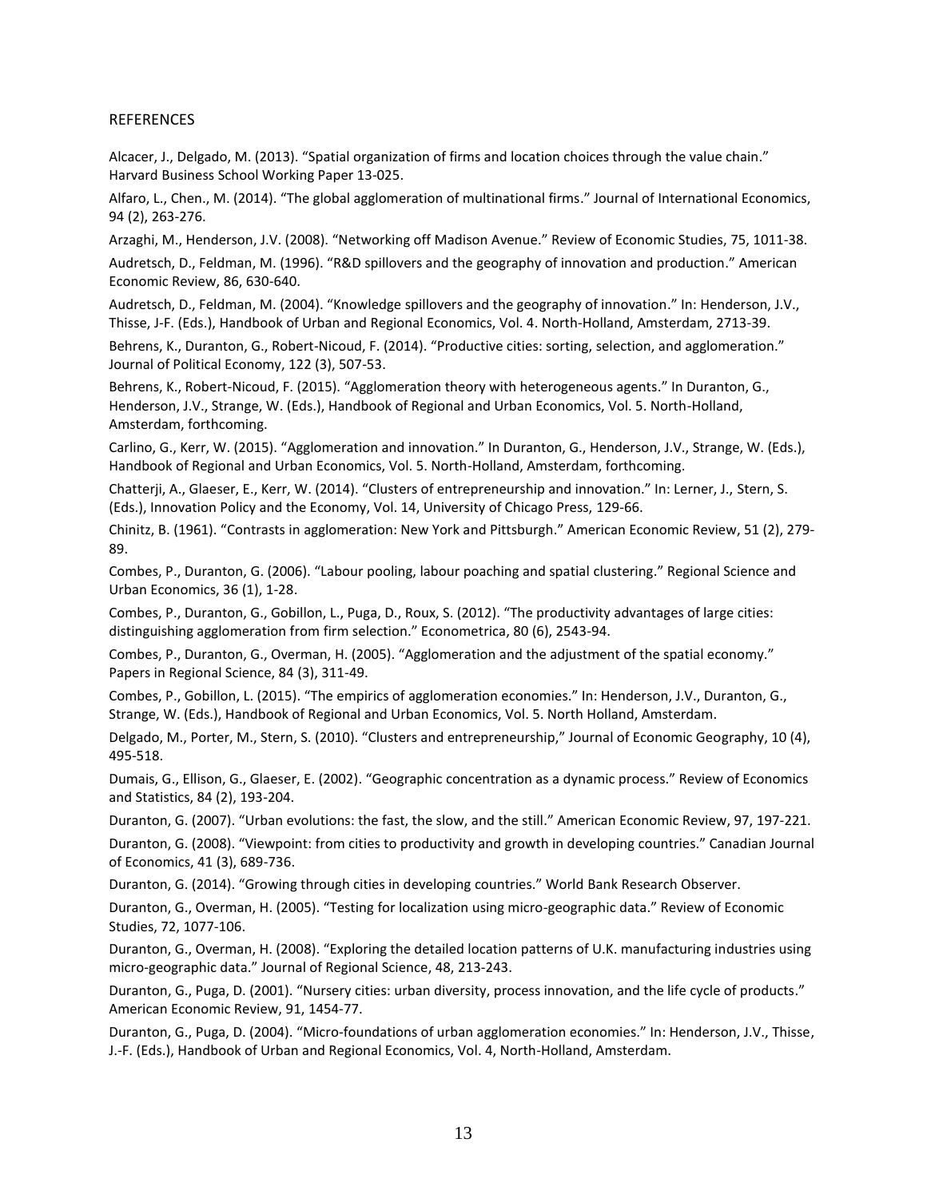## REFERENCES

Alcacer, J., Delgado, M. (2013). "Spatial organization of firms and location choices through the value chain." Harvard Business School Working Paper 13-025.

Alfaro, L., Chen., M. (2014). "The global agglomeration of multinational firms." Journal of International Economics, 94 (2), 263-276.

Arzaghi, M., Henderson, J.V. (2008). "Networking off Madison Avenue." Review of Economic Studies, 75, 1011-38.

Audretsch, D., Feldman, M. (1996). "R&D spillovers and the geography of innovation and production." American Economic Review, 86, 630-640.

Audretsch, D., Feldman, M. (2004). "Knowledge spillovers and the geography of innovation." In: Henderson, J.V., Thisse, J-F. (Eds.), Handbook of Urban and Regional Economics, Vol. 4. North-Holland, Amsterdam, 2713-39.

Behrens, K., Duranton, G., Robert-Nicoud, F. (2014). "Productive cities: sorting, selection, and agglomeration." Journal of Political Economy, 122 (3), 507-53.

Behrens, K., Robert-Nicoud, F. (2015). "Agglomeration theory with heterogeneous agents." In Duranton, G., Henderson, J.V., Strange, W. (Eds.), Handbook of Regional and Urban Economics, Vol. 5. North-Holland, Amsterdam, forthcoming.

Carlino, G., Kerr, W. (2015). "Agglomeration and innovation." In Duranton, G., Henderson, J.V., Strange, W. (Eds.), Handbook of Regional and Urban Economics, Vol. 5. North-Holland, Amsterdam, forthcoming.

Chatterji, A., Glaeser, E., Kerr, W. (2014). "Clusters of entrepreneurship and innovation." In: Lerner, J., Stern, S. (Eds.), Innovation Policy and the Economy, Vol. 14, University of Chicago Press, 129-66.

Chinitz, B. (1961). "Contrasts in agglomeration: New York and Pittsburgh." American Economic Review, 51 (2), 279-89.

Combes, P., Duranton, G. (2006). "Labour pooling, labour poaching and spatial clustering." Regional Science and Urban Economics, 36 (1), 1-28.

Combes, P., Duranton, G., Gobillon, L., Puga, D., Roux, S. (2012). "The productivity advantages of large cities: distinguishing agglomeration from firm selection." Econometrica, 80 (6), 2543-94.

Combes, P., Duranton, G., Overman, H. (2005). "Agglomeration and the adjustment of the spatial economy." Papers in Regional Science, 84 (3), 311-49.

Combes, P., Gobillon, L. (2015). "The empirics of agglomeration economies." In: Henderson, J.V., Duranton, G., Strange, W. (Eds.), Handbook of Regional and Urban Economics, Vol. 5. North Holland, Amsterdam.

Delgado, M., Porter, M., Stern, S. (2010). "Clusters and entrepreneurship," Journal of Economic Geography, 10 (4), 495-518.

Dumais, G., Ellison, G., Glaeser, E. (2002). "Geographic concentration as a dynamic process." Review of Economics and Statistics, 84 (2), 193-204.

Duranton, G. (2007). "Urban evolutions: the fast, the slow, and the still." American Economic Review, 97, 197-221.

Duranton, G. (2008). "Viewpoint: from cities to productivity and growth in developing countries." Canadian Journal of Economics, 41 (3), 689-736.

Duranton, G. (2014). "Growing through cities in developing countries." World Bank Research Observer.

Duranton, G., Overman, H. (2005). "Testing for localization using micro-geographic data." Review of Economic Studies, 72, 1077-106.

Duranton, G., Overman, H. (2008). "Exploring the detailed location patterns of U.K. manufacturing industries using micro-geographic data." Journal of Regional Science, 48, 213-243.

Duranton, G., Puga, D. (2001). "Nursery cities: urban diversity, process innovation, and the life cycle of products." American Economic Review, 91, 1454-77.

Duranton, G., Puga, D. (2004). "Micro-foundations of urban agglomeration economies." In: Henderson, J.V., Thisse, J.-F. (Eds.), Handbook of Urban and Regional Economics, Vol. 4, North-Holland, Amsterdam.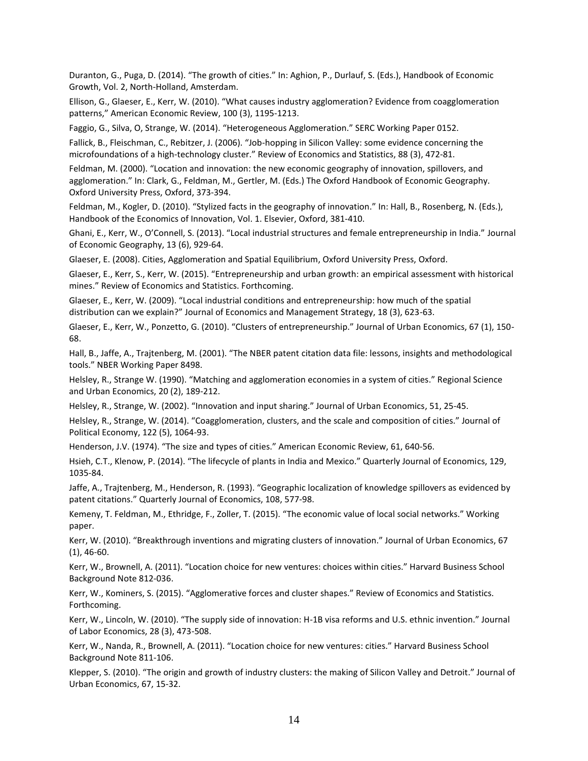Duranton, G., Puga, D. (2014). “The growth of cities.” In: Aghion, P., Durlauf, S. (Eds.), Handbook of Economic Growth, Vol. 2, North-Holland, Amsterdam.

Ellison, G., Glaeser, E., Kerr, W. (2010). “What causes industry agglomeration? Evidence from coagglomeration patterns,” American Economic Review, 100 (3), 1195-1213.

Faggio, G., Silva, O, Strange, W. (2014). “Heterogeneous Agglomeration.” SERC Working Paper 0152.

Fallick, B., Fleischman, C., Rebitzer, J. (2006). “Job-hopping in Silicon Valley: some evidence concerning the microfoundations of a high-technology cluster.” Review of Economics and Statistics, 88 (3), 472-81.

Feldman, M. (2000). “Location and innovation: the new economic geography of innovation, spillovers, and agglomeration.” In: Clark, G., Feldman, M., Gertler, M. (Eds.) The Oxford Handbook of Economic Geography. Oxford University Press, Oxford, 373-394.

Feldman, M., Kogler, D. (2010). “Stylized facts in the geography of innovation.” In: Hall, B., Rosenberg, N. (Eds.), Handbook of the Economics of Innovation, Vol. 1. Elsevier, Oxford, 381-410.

Ghani, E., Kerr, W., O’Connell, S. (2013). “Local industrial structures and female entrepreneurship in India.” Journal of Economic Geography, 13 (6), 929-64.

Glaeser, E. (2008). Cities, Agglomeration and Spatial Equilibrium, Oxford University Press, Oxford.

Glaeser, E., Kerr, S., Kerr, W. (2015). “Entrepreneurship and urban growth: an empirical assessment with historical mines.” Review of Economics and Statistics. Forthcoming.

Glaeser, E., Kerr, W. (2009). “Local industrial conditions and entrepreneurship: how much of the spatial distribution can we explain?” Journal of Economics and Management Strategy, 18 (3), 623-63.

Glaeser, E., Kerr, W., Ponzetto, G. (2010). “Clusters of entrepreneurship.” Journal of Urban Economics, 67 (1), 150-68.

Hall, B., Jaffe, A., Trajtenberg, M. (2001). “The NBER patent citation data file: lessons, insights and methodological tools.” NBER Working Paper 8498.

Helsley, R., Strange W. (1990). “Matching and agglomeration economies in a system of cities.” Regional Science and Urban Economics, 20 (2), 189-212.

Helsley, R., Strange, W. (2002). “Innovation and input sharing.” Journal of Urban Economics, 51, 25-45.

Helsley, R., Strange, W. (2014). “Coagglomeration, clusters, and the scale and composition of cities.” Journal of Political Economy, 122 (5), 1064-93.

Henderson, J.V. (1974). “The size and types of cities.” American Economic Review, 61, 640-56.

Hsieh, C.T., Klenow, P. (2014). “The lifecycle of plants in India and Mexico.” Quarterly Journal of Economics, 129, 1035-84.

Jaffe, A., Trajtenberg, M., Henderson, R. (1993). “Geographic localization of knowledge spillovers as evidenced by patent citations.” Quarterly Journal of Economics, 108, 577-98.

Kemeny, T. Feldman, M., Ethridge, F., Zoller, T. (2015). “The economic value of local social networks.” Working paper.

Kerr, W. (2010). “Breakthrough inventions and migrating clusters of innovation.” Journal of Urban Economics, 67 (1), 46-60.

Kerr, W., Brownell, A. (2011). “Location choice for new ventures: choices within cities.” Harvard Business School Background Note 812-036.

Kerr, W., Kominers, S. (2015). “Agglomerative forces and cluster shapes.” Review of Economics and Statistics. Forthcoming.

Kerr, W., Lincoln, W. (2010). “The supply side of innovation: H-1B visa reforms and U.S. ethnic invention.” Journal of Labor Economics, 28 (3), 473-508.

Kerr, W., Nanda, R., Brownell, A. (2011). “Location choice for new ventures: cities.” Harvard Business School Background Note 811-106.

Klepper, S. (2010). “The origin and growth of industry clusters: the making of Silicon Valley and Detroit.” Journal of Urban Economics, 67, 15-32.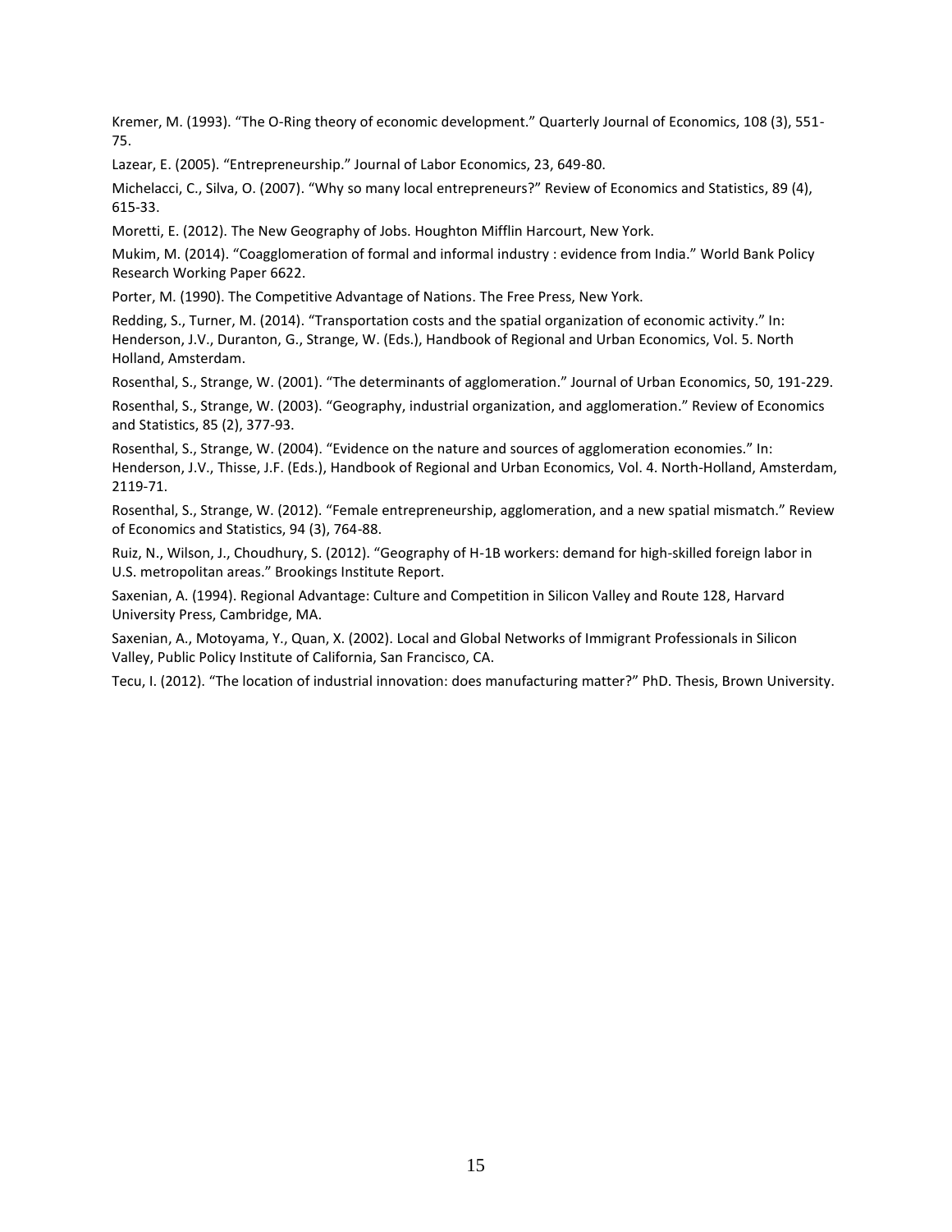Kremer, M. (1993). “The O-Ring theory of economic development.” Quarterly Journal of Economics, 108 (3), 551-75.

Lazear, E. (2005). “Entrepreneurship.” Journal of Labor Economics, 23, 649-80.

Michelacci, C., Silva, O. (2007). “Why so many local entrepreneurs?” Review of Economics and Statistics, 89 (4), 615-33.

Moretti, E. (2012). The New Geography of Jobs. Houghton Mifflin Harcourt, New York.

Mukim, M. (2014). “Coagglomeration of formal and informal industry : evidence from India.” World Bank Policy Research Working Paper 6622.

Porter, M. (1990). The Competitive Advantage of Nations. The Free Press, New York.

Redding, S., Turner, M. (2014). “Transportation costs and the spatial organization of economic activity.” In: Henderson, J.V., Duranton, G., Strange, W. (Eds.), Handbook of Regional and Urban Economics, Vol. 5. North Holland, Amsterdam.

Rosenthal, S., Strange, W. (2001). “The determinants of agglomeration.” Journal of Urban Economics, 50, 191-229.

Rosenthal, S., Strange, W. (2003). “Geography, industrial organization, and agglomeration.” Review of Economics and Statistics, 85 (2), 377-93.

Rosenthal, S., Strange, W. (2004). “Evidence on the nature and sources of agglomeration economies.” In: Henderson, J.V., Thisse, J.F. (Eds.), Handbook of Regional and Urban Economics, Vol. 4. North-Holland, Amsterdam, 2119-71.

Rosenthal, S., Strange, W. (2012). “Female entrepreneurship, agglomeration, and a new spatial mismatch.” Review of Economics and Statistics, 94 (3), 764-88.

Ruiz, N., Wilson, J., Choudhury, S. (2012). “Geography of H-1B workers: demand for high-skilled foreign labor in U.S. metropolitan areas.” Brookings Institute Report.

Saxenian, A. (1994). Regional Advantage: Culture and Competition in Silicon Valley and Route 128, Harvard University Press, Cambridge, MA.

Saxenian, A., Motoyama, Y., Quan, X. (2002). Local and Global Networks of Immigrant Professionals in Silicon Valley, Public Policy Institute of California, San Francisco, CA.

Tecu, I. (2012). “The location of industrial innovation: does manufacturing matter?” PhD. Thesis, Brown University.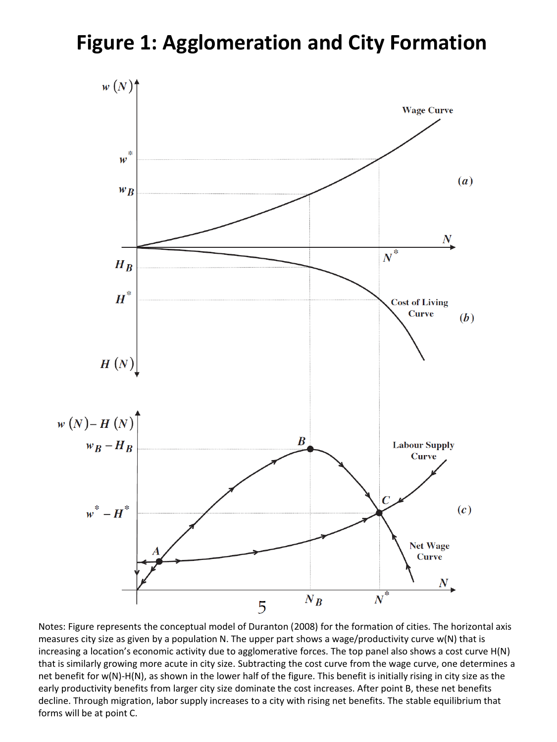# Figure 1: Agglomeration and City Formation

Notes: Figure represents the conceptual model of Duranton (2008) for the formation of cities. The horizontal axis measures city size as given by a population N. The upper part shows a wage/productivity curve w(N) that is increasing a location's economic activity due to agglomerative forces. The top panel also shows a cost curve H(N) that is similarly growing more acute in city size. Subtracting the cost curve from the wage curve, one determines a net benefit for w(N)-H(N), as shown in the lower half of the figure. This benefit is initially rising in city size as the early productivity benefits from larger city size dominate the cost increases. After point B, these net benefits decline. Through migration, labor supply increases to a city with rising net benefits. The stable equilibrium that forms will be at point C.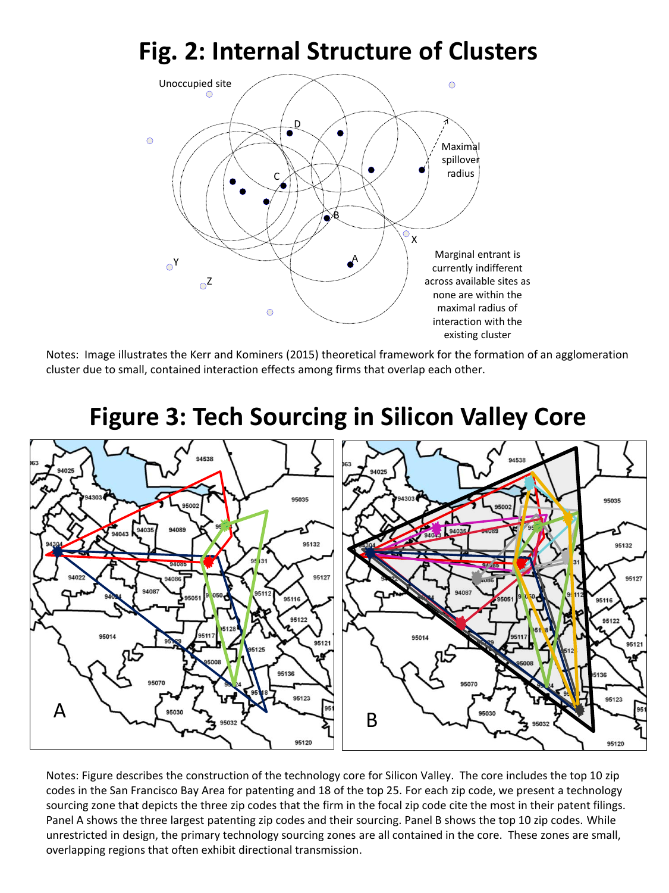# Fig. 2: Internal Structure of Clusters

Notes: Image illustrates the Kerr and Kominers (2015) theoretical framework for the formation of an agglomeration cluster due to small, contained interaction effects among firms that overlap each other.

# Figure 3: Tech Sourcing in Silicon Valley Core

Notes: Figure describes the construction of the technology core for Silicon Valley. The core includes the top 10 zip codes in the San Francisco Bay Area for patenting and 18 of the top 25. For each zip code, we present a technology sourcing zone that depicts the three zip codes that the firm in the focal zip code cite the most in their patent filings. Panel A shows the three largest patenting zip codes and their sourcing. Panel B shows the top 10 zip codes. While unrestricted in design, the primary technology sourcing zones are all contained in the core. These zones are small, overlapping regions that often exhibit directional transmission.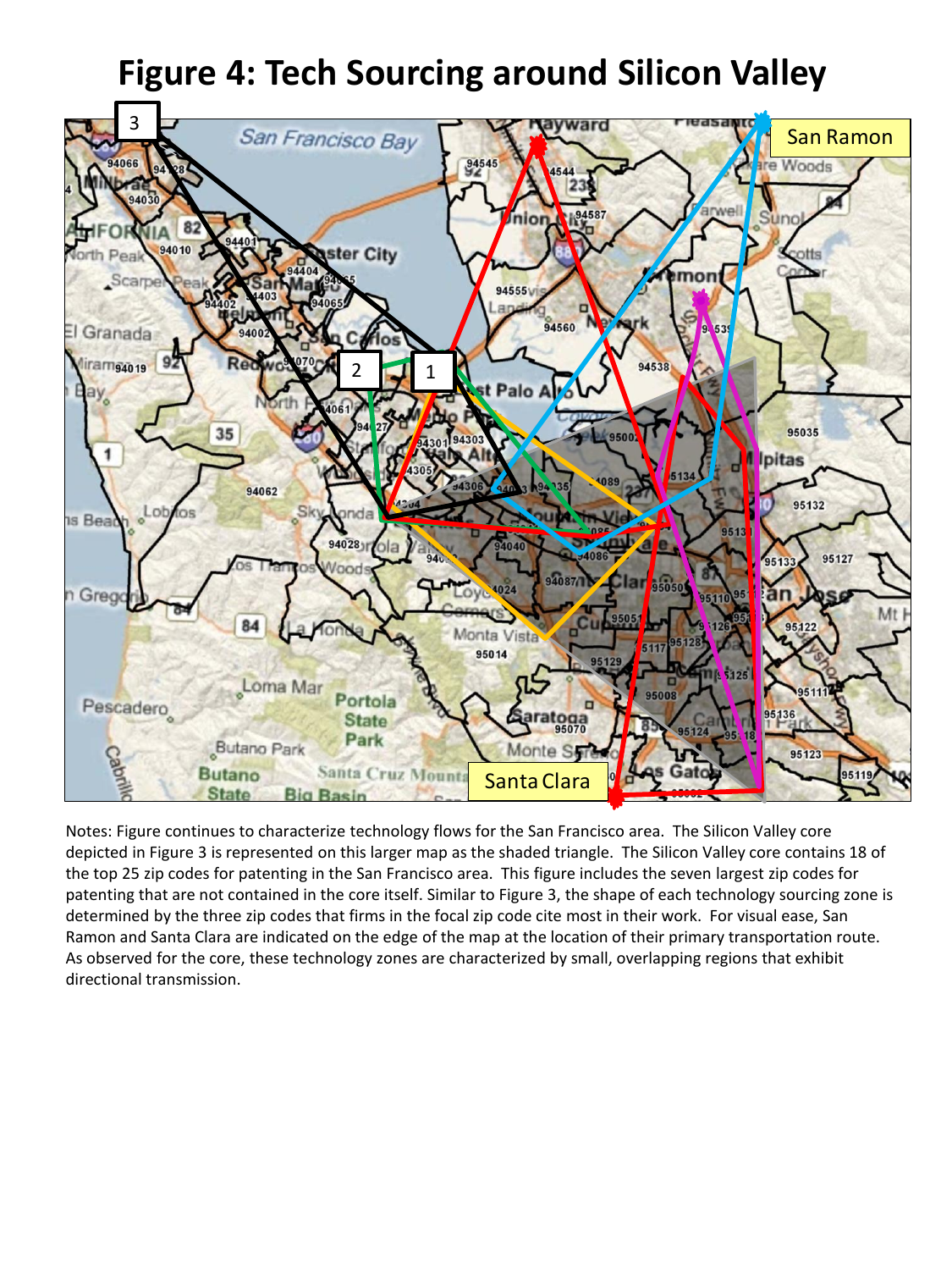# Figure 4: Tech Sourcing around Silicon Valley

3

San Ramon

2

1

Santa Clara

Notes: Figure continues to characterize technology flows for the San Francisco area. The Silicon Valley core depicted in Figure 3 is represented on this larger map as the shaded triangle. The Silicon Valley core contains 18 of the top 25 zip codes for patenting in the San Francisco area. This figure includes the seven largest zip codes for patenting that are not contained in the core itself. Similar to Figure 3, the shape of each technology sourcing zone is determined by the three zip codes that firms in the focal zip code cite most in their work. For visual ease, San Ramon and Santa Clara are indicated on the edge of the map at the location of their primary transportation route. As observed for the core, these technology zones are characterized by small, overlapping regions that exhibit directional transmission.